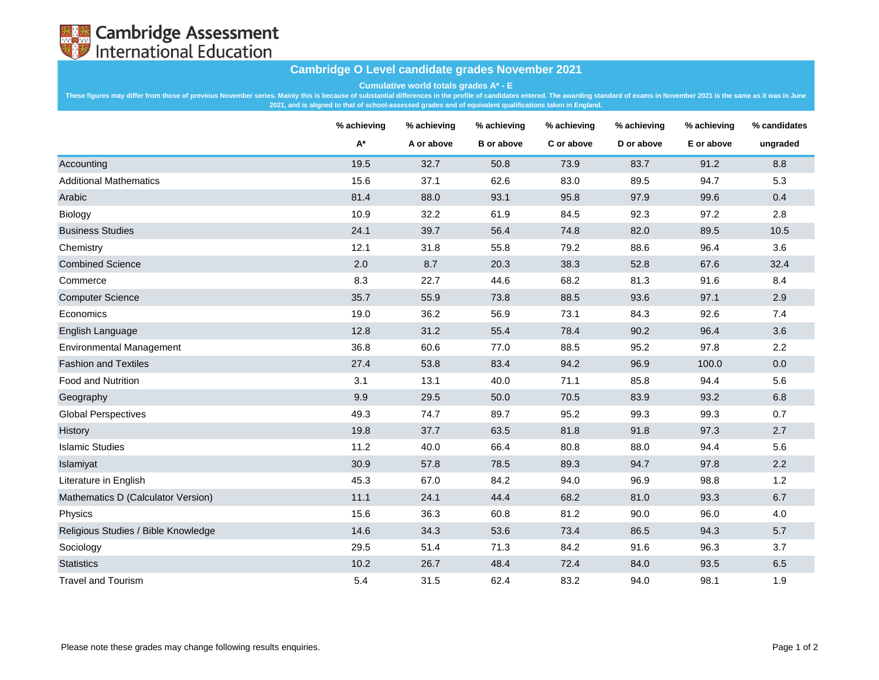Cambridge Assessment International Education

# Cambridge O Level candidate grades November 2021

**Cumulative world totals grades A* - E**

**These figures may differ from those of previous November series. Mainly this is because of substantial differences in the profile of candidates entered. The awarding standard of exams in November 2021 is the same as it was in June 2021, and is aligned to that of school-assessed grades and of equivalent qualifications taken in England.**

| | % achieving A* | % achieving A or above | % achieving B or above | % achieving C or above | % achieving D or above | % achieving E or above | % candidates ungraded |
|---|---|---|---|---|---|---|---|
| Accounting | 19.5 | 32.7 | 50.8 | 73.9 | 83.7 | 91.2 | 8.8 |
| Additional Mathematics | 15.6 | 37.1 | 62.6 | 83.0 | 89.5 | 94.7 | 5.3 |
| Arabic | 81.4 | 88.0 | 93.1 | 95.8 | 97.9 | 99.6 | 0.4 |
| Biology | 10.9 | 32.2 | 61.9 | 84.5 | 92.3 | 97.2 | 2.8 |
| Business Studies | 24.1 | 39.7 | 56.4 | 74.8 | 82.0 | 89.5 | 10.5 |
| Chemistry | 12.1 | 31.8 | 55.8 | 79.2 | 88.6 | 96.4 | 3.6 |
| Combined Science | 2.0 | 8.7 | 20.3 | 38.3 | 52.8 | 67.6 | 32.4 |
| Commerce | 8.3 | 22.7 | 44.6 | 68.2 | 81.3 | 91.6 | 8.4 |
| Computer Science | 35.7 | 55.9 | 73.8 | 88.5 | 93.6 | 97.1 | 2.9 |
| Economics | 19.0 | 36.2 | 56.9 | 73.1 | 84.3 | 92.6 | 7.4 |
| English Language | 12.8 | 31.2 | 55.4 | 78.4 | 90.2 | 96.4 | 3.6 |
| Environmental Management | 36.8 | 60.6 | 77.0 | 88.5 | 95.2 | 97.8 | 2.2 |
| Fashion and Textiles | 27.4 | 53.8 | 83.4 | 94.2 | 96.9 | 100.0 | 0.0 |
| Food and Nutrition | 3.1 | 13.1 | 40.0 | 71.1 | 85.8 | 94.4 | 5.6 |
| Geography | 9.9 | 29.5 | 50.0 | 70.5 | 83.9 | 93.2 | 6.8 |
| Global Perspectives | 49.3 | 74.7 | 89.7 | 95.2 | 99.3 | 99.3 | 0.7 |
| History | 19.8 | 37.7 | 63.5 | 81.8 | 91.8 | 97.3 | 2.7 |
| Islamic Studies | 11.2 | 40.0 | 66.4 | 80.8 | 88.0 | 94.4 | 5.6 |
| Islamiyat | 30.9 | 57.8 | 78.5 | 89.3 | 94.7 | 97.8 | 2.2 |
| Literature in English | 45.3 | 67.0 | 84.2 | 94.0 | 96.9 | 98.8 | 1.2 |
| Mathematics D (Calculator Version) | 11.1 | 24.1 | 44.4 | 68.2 | 81.0 | 93.3 | 6.7 |
| Physics | 15.6 | 36.3 | 60.8 | 81.2 | 90.0 | 96.0 | 4.0 |
| Religious Studies / Bible Knowledge | 14.6 | 34.3 | 53.6 | 73.4 | 86.5 | 94.3 | 5.7 |
| Sociology | 29.5 | 51.4 | 71.3 | 84.2 | 91.6 | 96.3 | 3.7 |
| Statistics | 10.2 | 26.7 | 48.4 | 72.4 | 84.0 | 93.5 | 6.5 |
| Travel and Tourism | 5.4 | 31.5 | 62.4 | 83.2 | 94.0 | 98.1 | 1.9 |

Please note these grades may change following results enquiries.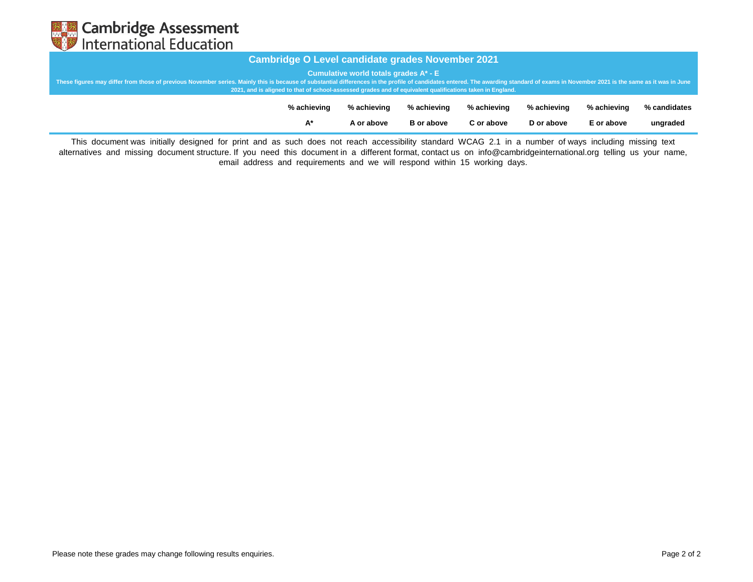# Cambridge O Level candidate grades November 2021

**Cumulative world totals grades A* - E**

**These figures may differ from those of previous November series. Mainly this is because of substantial differences in the profile of candidates entered. The awarding standard of exams in November 2021 is the same as it was in June 2021, and is aligned to that of school-assessed grades and of equivalent qualifications taken in England.**

| | % achieving A* | % achieving A or above | % achieving B or above | % achieving C or above | % achieving D or above | % achieving E or above | % candidates ungraded |
|---|---|---|---|---|---|---|---|

This document was initially designed for print and as such does not reach accessibility standard WCAG 2.1 in a number of ways including missing text alternatives and missing document structure. If you need this document in a different format, contact us on info@cambridgeinternational.org telling us your name, email address and requirements and we will respond within 15 working days.

Please note these grades may change following results enquiries.